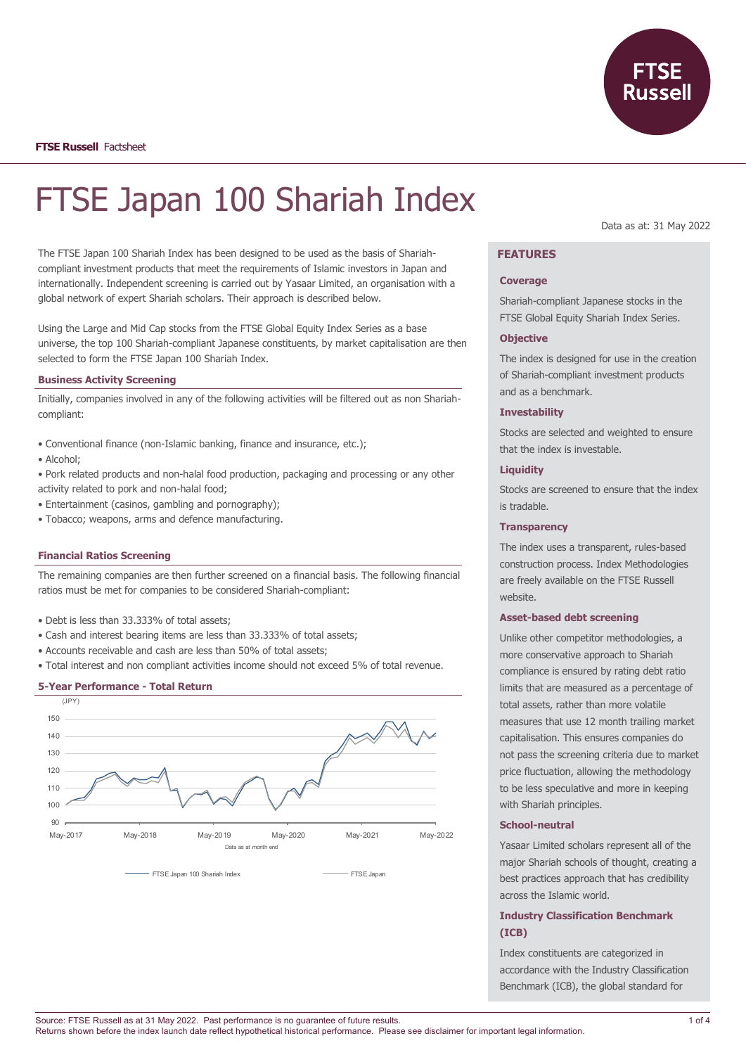FTSE Russell Factsheet

# FTSE Japan 100 Shariah Index

Data as at: 31 May 2022

The FTSE Japan 100 Shariah Index has been designed to be used as the basis of Shariah-compliant investment products that meet the requirements of Islamic investors in Japan and internationally. Independent screening is carried out by Yasaar Limited, an organisation with a global network of expert Shariah scholars. Their approach is described below.

Using the Large and Mid Cap stocks from the FTSE Global Equity Index Series as a base universe, the top 100 Shariah-compliant Japanese constituents, by market capitalisation are then selected to form the FTSE Japan 100 Shariah Index.

### Business Activity Screening

Initially, companies involved in any of the following activities will be filtered out as non Shariah-compliant:

- Conventional finance (non-Islamic banking, finance and insurance, etc.);
- Alcohol;
- Pork related products and non-halal food production, packaging and processing or any other activity related to pork and non-halal food;
- Entertainment (casinos, gambling and pornography);
- Tobacco; weapons, arms and defence manufacturing.

### Financial Ratios Screening

The remaining companies are then further screened on a financial basis. The following financial ratios must be met for companies to be considered Shariah-compliant:

- Debt is less than 33.333% of total assets;
- Cash and interest bearing items are less than 33.333% of total assets;
- Accounts receivable and cash are less than 50% of total assets;
- Total interest and non compliant activities income should not exceed 5% of total revenue.

### 5-Year Performance - Total Return

(JPY)

Data as at month end

FTSE Japan 100 Shariah Index — FTSE Japan

## FEATURES

### Coverage

Shariah-compliant Japanese stocks in the FTSE Global Equity Shariah Index Series.

### Objective

The index is designed for use in the creation of Shariah-compliant investment products and as a benchmark.

### Investability

Stocks are selected and weighted to ensure that the index is investable.

### Liquidity

Stocks are screened to ensure that the index is tradable.

### Transparency

The index uses a transparent, rules-based construction process. Index Methodologies are freely available on the FTSE Russell website.

### Asset-based debt screening

Unlike other competitor methodologies, a more conservative approach to Shariah compliance is ensured by rating debt ratio limits that are measured as a percentage of total assets, rather than more volatile measures that use 12 month trailing market capitalisation. This ensures companies do not pass the screening criteria due to market price fluctuation, allowing the methodology to be less speculative and more in keeping with Shariah principles.

### School-neutral

Yasaar Limited scholars represent all of the major Shariah schools of thought, creating a best practices approach that has credibility across the Islamic world.

### Industry Classification Benchmark (ICB)

Index constituents are categorized in accordance with the Industry Classification Benchmark (ICB), the global standard for

Source: FTSE Russell as at 31 May 2022. Past performance is no guarantee of future results.
Returns shown before the index launch date reflect hypothetical historical performance. Please see disclaimer for important legal information.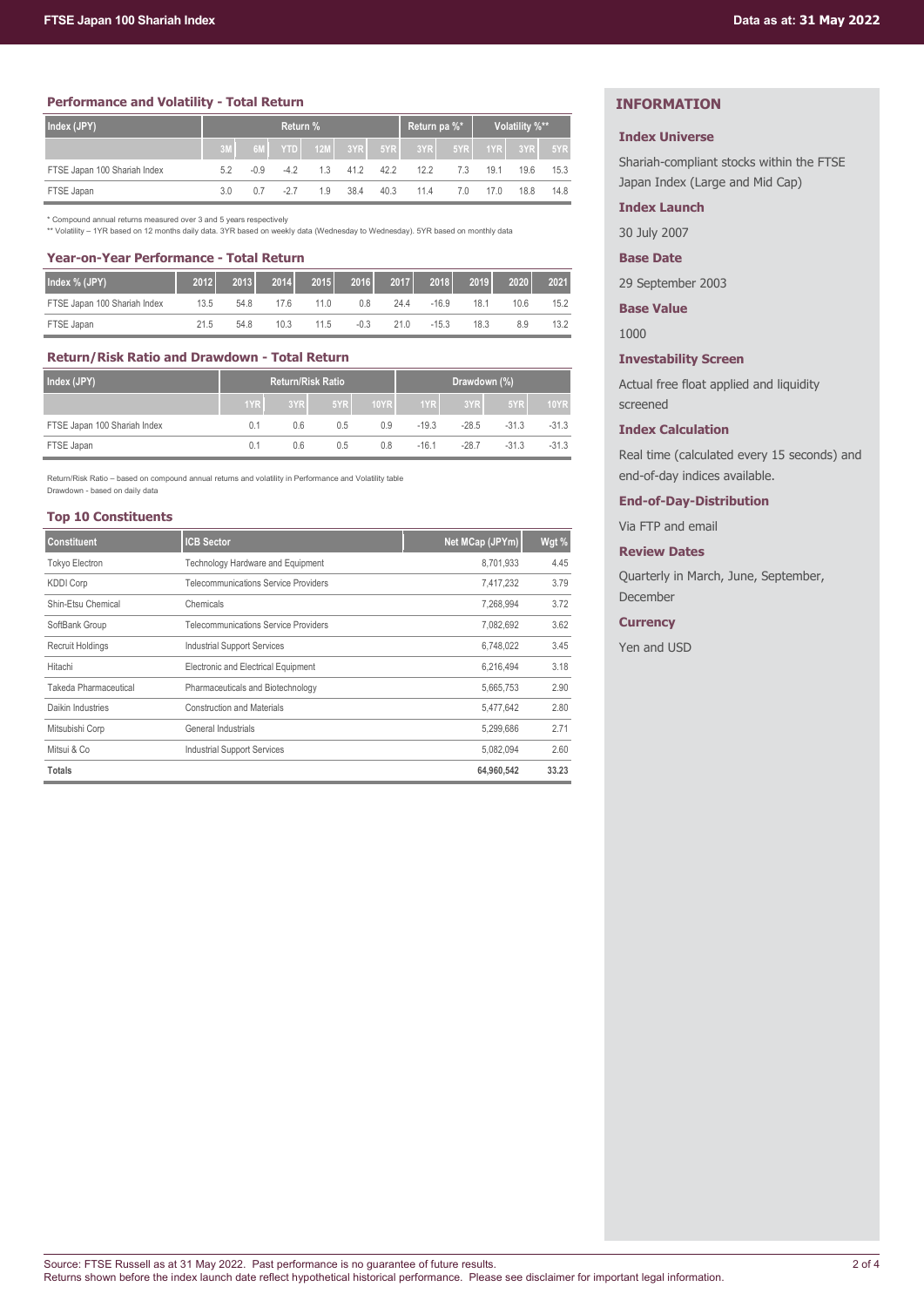## Performance and Volatility - Total Return

| Index (JPY) | Return % | | | | | | Return pa %* | | Volatility %** | | |
|---|---|---|---|---|---|---|---|---|---|---|---|
| | 3M | 6M | YTD | 12M | 3YR | 5YR | 3YR | 5YR | 1YR | 3YR | 5YR |
| FTSE Japan 100 Shariah Index | 5.2 | -0.9 | -4.2 | 1.3 | 41.2 | 42.2 | 12.2 | 7.3 | 19.1 | 19.6 | 15.3 |
| FTSE Japan | 3.0 | 0.7 | -2.7 | 1.9 | 38.4 | 40.3 | 11.4 | 7.0 | 17.0 | 18.8 | 14.8 |

\* Compound annual returns measured over 3 and 5 years respectively
\** Volatility – 1YR based on 12 months daily data. 3YR based on weekly data (Wednesday to Wednesday). 5YR based on monthly data

## Year-on-Year Performance - Total Return

| Index % (JPY) | 2012 | 2013 | 2014 | 2015 | 2016 | 2017 | 2018 | 2019 | 2020 | 2021 |
|---|---|---|---|---|---|---|---|---|---|---|
| FTSE Japan 100 Shariah Index | 13.5 | 54.8 | 17.6 | 11.0 | 0.8 | 24.4 | -16.9 | 18.1 | 10.6 | 15.2 |
| FTSE Japan | 21.5 | 54.8 | 10.3 | 11.5 | -0.3 | 21.0 | -15.3 | 18.3 | 8.9 | 13.2 |

## Return/Risk Ratio and Drawdown - Total Return

| Index (JPY) | Return/Risk Ratio | | | | Drawdown (%) | | | |
|---|---|---|---|---|---|---|---|---|
| | 1YR | 3YR | 5YR | 10YR | 1YR | 3YR | 5YR | 10YR |
| FTSE Japan 100 Shariah Index | 0.1 | 0.6 | 0.5 | 0.9 | -19.3 | -28.5 | -31.3 | -31.3 |
| FTSE Japan | 0.1 | 0.6 | 0.5 | 0.8 | -16.1 | -28.7 | -31.3 | -31.3 |

Return/Risk Ratio – based on compound annual returns and volatility in Performance and Volatility table
Drawdown - based on daily data

## Top 10 Constituents

| Constituent | ICB Sector | Net MCap (JPYm) | Wgt % |
|---|---|---|---|
| Tokyo Electron | Technology Hardware and Equipment | 8,701,933 | 4.45 |
| KDDI Corp | Telecommunications Service Providers | 7,417,232 | 3.79 |
| Shin-Etsu Chemical | Chemicals | 7,268,994 | 3.72 |
| SoftBank Group | Telecommunications Service Providers | 7,082,692 | 3.62 |
| Recruit Holdings | Industrial Support Services | 6,748,022 | 3.45 |
| Hitachi | Electronic and Electrical Equipment | 6,216,494 | 3.18 |
| Takeda Pharmaceutical | Pharmaceuticals and Biotechnology | 5,665,753 | 2.90 |
| Daikin Industries | Construction and Materials | 5,477,642 | 2.80 |
| Mitsubishi Corp | General Industrials | 5,299,686 | 2.71 |
| Mitsui & Co | Industrial Support Services | 5,082,094 | 2.60 |
| **Totals** | | **64,960,542** | **33.23** |

## INFORMATION

### Index Universe

Shariah-compliant stocks within the FTSE Japan Index (Large and Mid Cap)

### Index Launch

30 July 2007

### Base Date

29 September 2003

### Base Value

1000

### Investability Screen

Actual free float applied and liquidity screened

### Index Calculation

Real time (calculated every 15 seconds) and end-of-day indices available.

### End-of-Day-Distribution

Via FTP and email

### Review Dates

Quarterly in March, June, September, December

### Currency

Yen and USD

Source: FTSE Russell as at 31 May 2022. Past performance is no guarantee of future results.
Returns shown before the index launch date reflect hypothetical historical performance. Please see disclaimer for important legal information.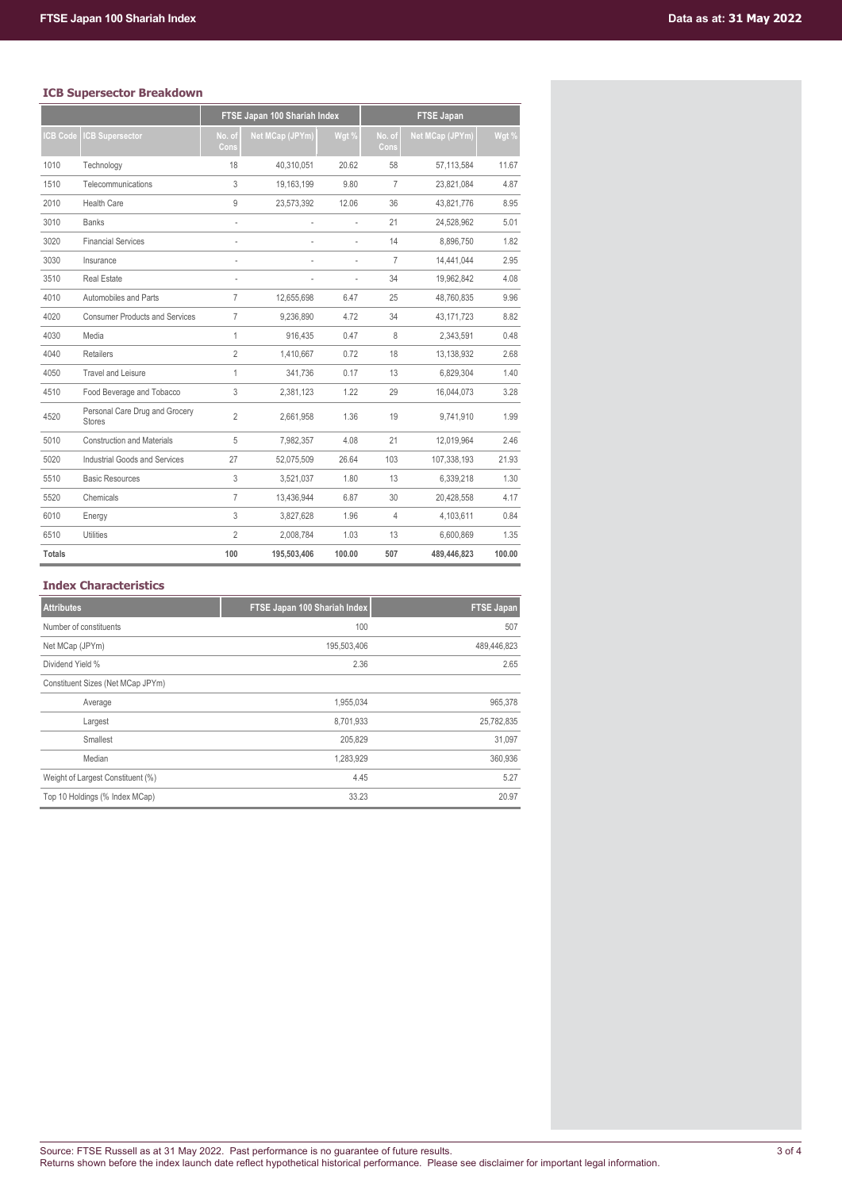### ICB Supersector Breakdown

| | | FTSE Japan 100 Shariah Index | | | FTSE Japan | | |
|---|---|---|---|---|---|---|---|
| ICB Code | ICB Supersector | No. of Cons | Net MCap (JPYm) | Wgt % | No. of Cons | Net MCap (JPYm) | Wgt % |
| 1010 | Technology | 18 | 40,310,051 | 20.62 | 58 | 57,113,584 | 11.67 |
| 1510 | Telecommunications | 3 | 19,163,199 | 9.80 | 7 | 23,821,084 | 4.87 |
| 2010 | Health Care | 9 | 23,573,392 | 12.06 | 36 | 43,821,776 | 8.95 |
| 3010 | Banks | - | - | - | 21 | 24,528,962 | 5.01 |
| 3020 | Financial Services | - | - | - | 14 | 8,896,750 | 1.82 |
| 3030 | Insurance | - | - | - | 7 | 14,441,044 | 2.95 |
| 3510 | Real Estate | - | - | - | 34 | 19,962,842 | 4.08 |
| 4010 | Automobiles and Parts | 7 | 12,655,698 | 6.47 | 25 | 48,760,835 | 9.96 |
| 4020 | Consumer Products and Services | 7 | 9,236,890 | 4.72 | 34 | 43,171,723 | 8.82 |
| 4030 | Media | 1 | 916,435 | 0.47 | 8 | 2,343,591 | 0.48 |
| 4040 | Retailers | 2 | 1,410,667 | 0.72 | 18 | 13,138,932 | 2.68 |
| 4050 | Travel and Leisure | 1 | 341,736 | 0.17 | 13 | 6,829,304 | 1.40 |
| 4510 | Food Beverage and Tobacco | 3 | 2,381,123 | 1.22 | 29 | 16,044,073 | 3.28 |
| 4520 | Personal Care Drug and Grocery Stores | 2 | 2,661,958 | 1.36 | 19 | 9,741,910 | 1.99 |
| 5010 | Construction and Materials | 5 | 7,982,357 | 4.08 | 21 | 12,019,964 | 2.46 |
| 5020 | Industrial Goods and Services | 27 | 52,075,509 | 26.64 | 103 | 107,338,193 | 21.93 |
| 5510 | Basic Resources | 3 | 3,521,037 | 1.80 | 13 | 6,339,218 | 1.30 |
| 5520 | Chemicals | 7 | 13,436,944 | 6.87 | 30 | 20,428,558 | 4.17 |
| 6010 | Energy | 3 | 3,827,628 | 1.96 | 4 | 4,103,611 | 0.84 |
| 6510 | Utilities | 2 | 2,008,784 | 1.03 | 13 | 6,600,869 | 1.35 |
| **Totals** | | **100** | **195,503,406** | **100.00** | **507** | **489,446,823** | **100.00** |

### Index Characteristics

| Attributes | FTSE Japan 100 Shariah Index | FTSE Japan |
|---|---|---|
| Number of constituents | 100 | 507 |
| Net MCap (JPYm) | 195,503,406 | 489,446,823 |
| Dividend Yield % | 2.36 | 2.65 |
| Constituent Sizes (Net MCap JPYm) | | |
| Average | 1,955,034 | 965,378 |
| Largest | 8,701,933 | 25,782,835 |
| Smallest | 205,829 | 31,097 |
| Median | 1,283,929 | 360,936 |
| Weight of Largest Constituent (%) | 4.45 | 5.27 |
| Top 10 Holdings (% Index MCap) | 33.23 | 20.97 |

Source: FTSE Russell as at 31 May 2022. Past performance is no guarantee of future results.
Returns shown before the index launch date reflect hypothetical historical performance. Please see disclaimer for important legal information.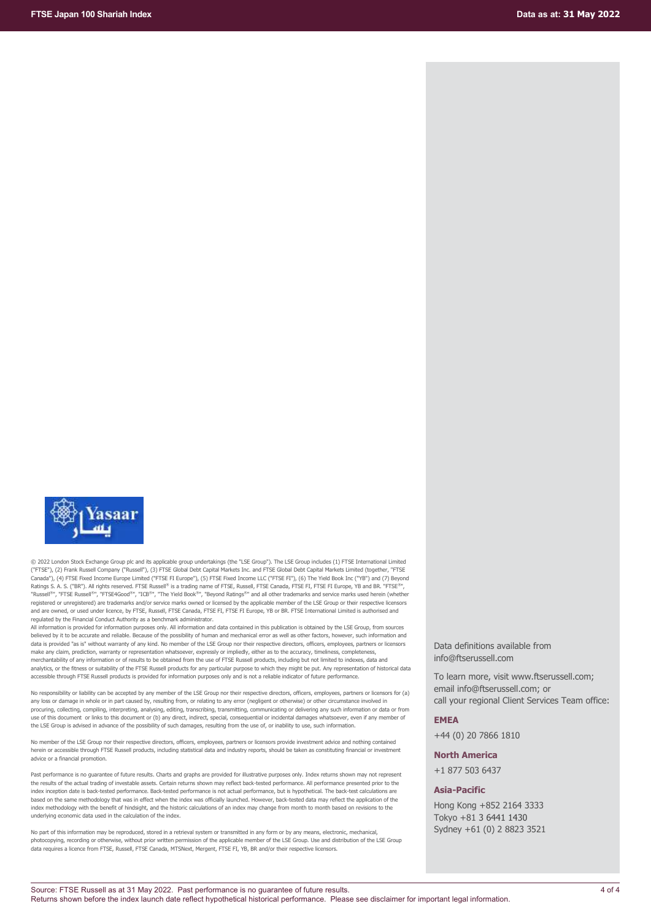© 2022 London Stock Exchange Group plc and its applicable group undertakings (the "LSE Group"). The LSE Group includes (1) FTSE International Limited ("FTSE"), (2) Frank Russell Company ("Russell"), (3) FTSE Global Debt Capital Markets Inc. and FTSE Global Debt Capital Markets Limited (together, "FTSE Canada"), (4) FTSE Fixed Income Europe Limited ("FTSE FI Europe"), (5) FTSE Fixed Income LLC ("FTSE FI"), (6) The Yield Book Inc ("YB") and (7) Beyond Ratings S. A. S. ("BR"). All rights reserved. FTSE Russell® is a trading name of FTSE, Russell, FTSE Canada, FTSE FI, FTSE FI Europe, YB and BR. "FTSE®", "Russell®", "FTSE Russell®", "FTSE4Good®", "ICB®", "The Yield Book®", "Beyond Ratings®" and all other trademarks and service marks used herein (whether registered or unregistered) are trademarks and/or service marks owned or licensed by the applicable member of the LSE Group or their respective licensors and are owned, or used under licence, by FTSE, Russell, FTSE Canada, FTSE FI, FTSE FI Europe, YB or BR. FTSE International Limited is authorised and regulated by the Financial Conduct Authority as a benchmark administrator.

All information is provided for information purposes only. All information and data contained in this publication is obtained by the LSE Group, from sources believed by it to be accurate and reliable. Because of the possibility of human and mechanical error as well as other factors, however, such information and data is provided "as is" without warranty of any kind. No member of the LSE Group nor their respective directors, officers, employees, partners or licensors make any claim, prediction, warranty or representation whatsoever, expressly or impliedly, either as to the accuracy, timeliness, completeness, merchantability of any information or of results to be obtained from the use of FTSE Russell products, including but not limited to indexes, data and analytics, or the fitness or suitability of the FTSE Russell products for any particular purpose to which they might be put. Any representation of historical data accessible through FTSE Russell products is provided for information purposes only and is not a reliable indicator of future performance.

No responsibility or liability can be accepted by any member of the LSE Group nor their respective directors, officers, employees, partners or licensors for (a) any loss or damage in whole or in part caused by, resulting from, or relating to any error (negligent or otherwise) or other circumstance involved in procuring, collecting, compiling, interpreting, analysing, editing, transcribing, transmitting, communicating or delivering any such information or data or from use of this document or links to this document or (b) any direct, indirect, special, consequential or incidental damages whatsoever, even if any member of the LSE Group is advised in advance of the possibility of such damages, resulting from the use of, or inability to use, such information.

No member of the LSE Group nor their respective directors, officers, employees, partners or licensors provide investment advice and nothing contained herein or accessible through FTSE Russell products, including statistical data and industry reports, should be taken as constituting financial or investment advice or a financial promotion.

Past performance is no guarantee of future results. Charts and graphs are provided for illustrative purposes only. Index returns shown may not represent the results of the actual trading of investable assets. Certain returns shown may reflect back-tested performance. All performance presented prior to the index inception date is back-tested performance. Back-tested performance is not actual performance, but is hypothetical. The back-test calculations are based on the same methodology that was in effect when the index was officially launched. However, back-tested data may reflect the application of the index methodology with the benefit of hindsight, and the historic calculations of an index may change from month to month based on revisions to the underlying economic data used in the calculation of the index.

No part of this information may be reproduced, stored in a retrieval system or transmitted in any form or by any means, electronic, mechanical, photocopying, recording or otherwise, without prior written permission of the applicable member of the LSE Group. Use and distribution of the LSE Group data requires a licence from FTSE, Russell, FTSE Canada, MTSNext, Mergent, FTSE FI, YB, BR and/or their respective licensors.

Data definitions available from info@ftserussell.com

To learn more, visit www.ftserussell.com; email info@ftserussell.com; or call your regional Client Services Team office:

**EMEA**

+44 (0) 20 7866 1810

**North America**

+1 877 503 6437

**Asia-Pacific**

Hong Kong +852 2164 3333
Tokyo +81 3 6441 1430
Sydney +61 (0) 2 8823 3521

Source: FTSE Russell as at 31 May 2022. Past performance is no guarantee of future results.
Returns shown before the index launch date reflect hypothetical historical performance. Please see disclaimer for important legal information.